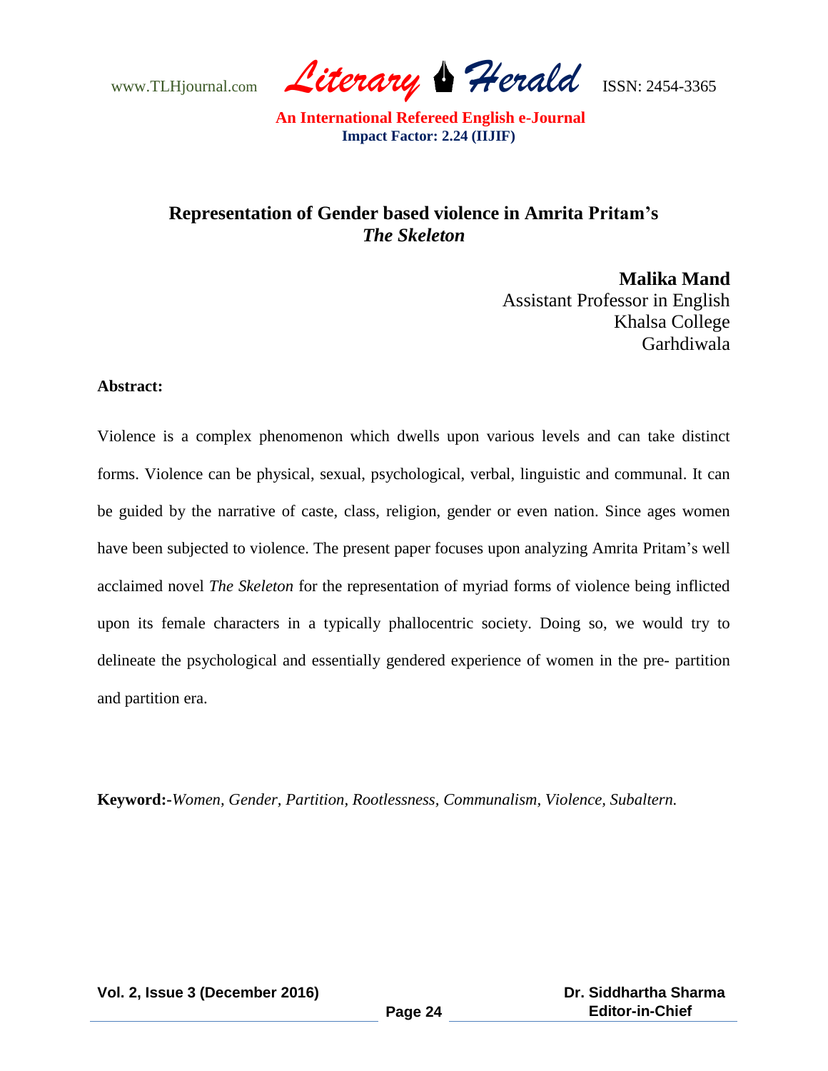# Representation of Gender based violence in Amrita Pritam's *The Skeleton*

**Malika Mand**
Assistant Professor in English
Khalsa College
Garhdiwala

**Abstract:**

Violence is a complex phenomenon which dwells upon various levels and can take distinct forms. Violence can be physical, sexual, psychological, verbal, linguistic and communal. It can be guided by the narrative of caste, class, religion, gender or even nation. Since ages women have been subjected to violence. The present paper focuses upon analyzing Amrita Pritam's well acclaimed novel *The Skeleton* for the representation of myriad forms of violence being inflicted upon its female characters in a typically phallocentric society. Doing so, we would try to delineate the psychological and essentially gendered experience of women in the pre- partition and partition era.

**Keyword:-***Women, Gender, Partition, Rootlessness, Communalism, Violence, Subaltern.*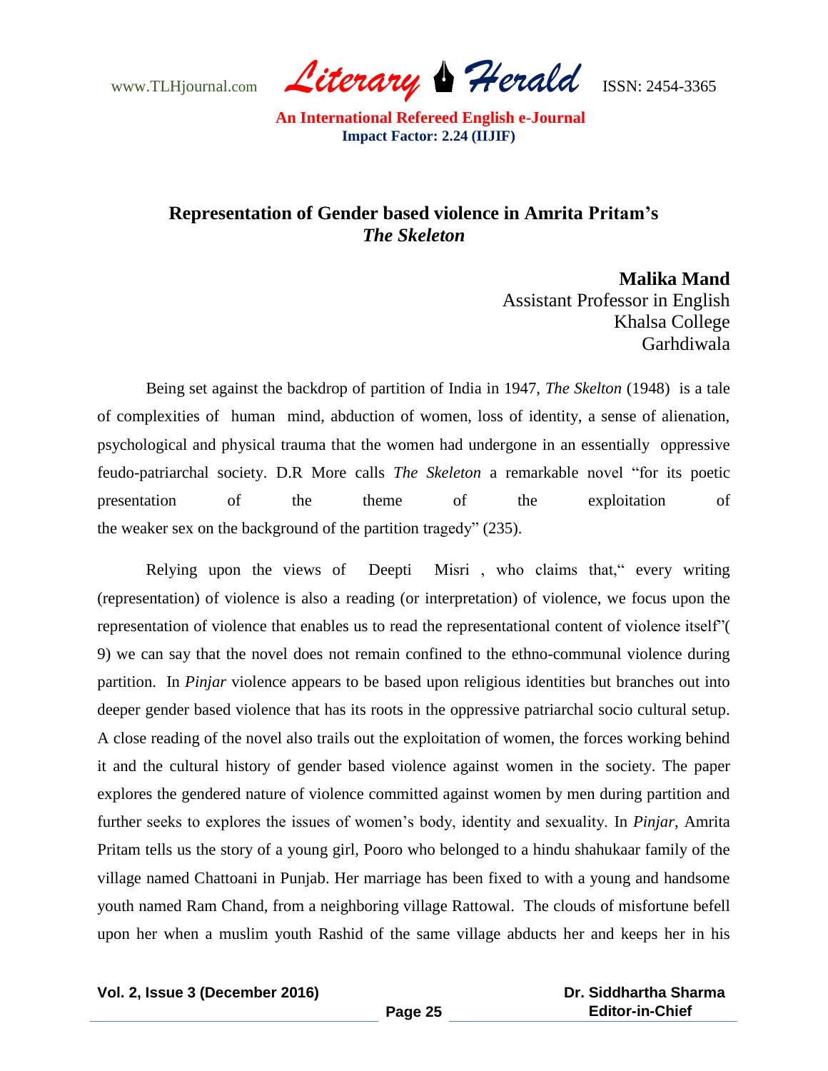## Representation of Gender based violence in Amrita Pritam's *The Skeleton*

**Malika Mand**
Assistant Professor in English
Khalsa College
Garhdiwala

Being set against the backdrop of partition of India in 1947, *The Skelton* (1948) is a tale of complexities of human mind, abduction of women, loss of identity, a sense of alienation, psychological and physical trauma that the women had undergone in an essentially oppressive feudo-patriarchal society. D.R More calls *The Skeleton* a remarkable novel "for its poetic presentation of the theme of the exploitation of the weaker sex on the background of the partition tragedy" (235).

Relying upon the views of Deepti Misri , who claims that," every writing (representation) of violence is also a reading (or interpretation) of violence, we focus upon the representation of violence that enables us to read the representational content of violence itself"( 9) we can say that the novel does not remain confined to the ethno-communal violence during partition. In *Pinjar* violence appears to be based upon religious identities but branches out into deeper gender based violence that has its roots in the oppressive patriarchal socio cultural setup. A close reading of the novel also trails out the exploitation of women, the forces working behind it and the cultural history of gender based violence against women in the society. The paper explores the gendered nature of violence committed against women by men during partition and further seeks to explores the issues of women's body, identity and sexuality. In *Pinjar*, Amrita Pritam tells us the story of a young girl, Pooro who belonged to a hindu shahukaar family of the village named Chattoani in Punjab. Her marriage has been fixed to with a young and handsome youth named Ram Chand, from a neighboring village Rattowal. The clouds of misfortune befell upon her when a muslim youth Rashid of the same village abducts her and keeps her in his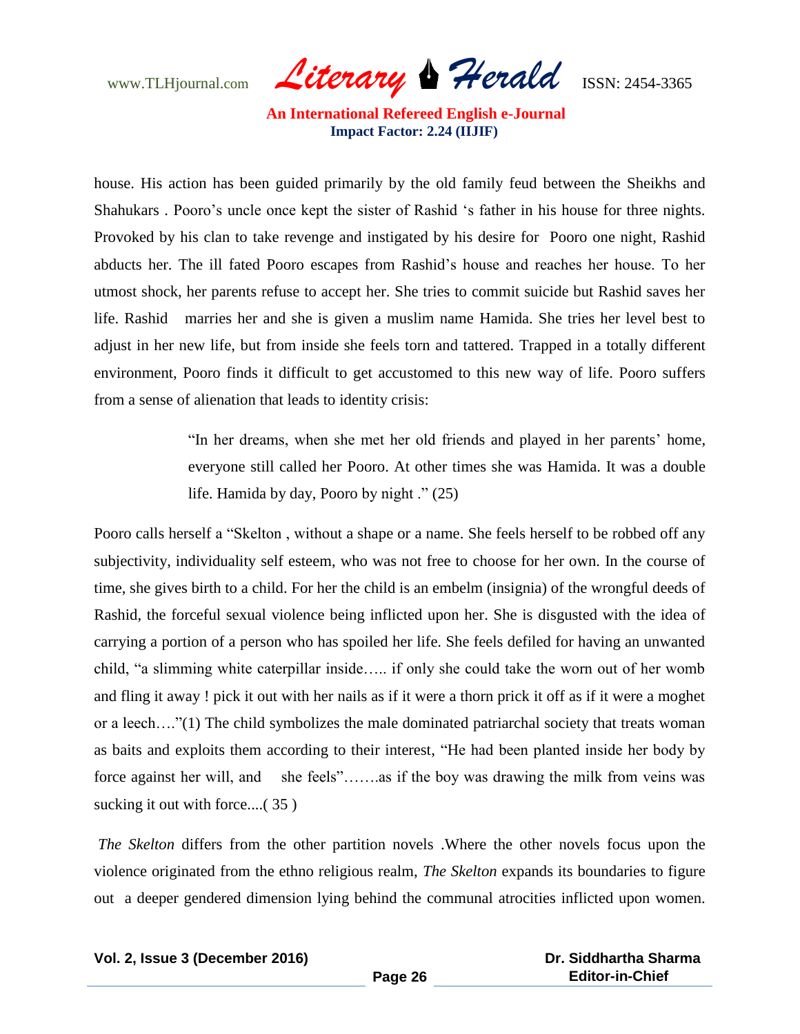house. His action has been guided primarily by the old family feud between the Sheikhs and Shahukars . Pooro's uncle once kept the sister of Rashid 's father in his house for three nights. Provoked by his clan to take revenge and instigated by his desire for Pooro one night, Rashid abducts her. The ill fated Pooro escapes from Rashid's house and reaches her house. To her utmost shock, her parents refuse to accept her. She tries to commit suicide but Rashid saves her life. Rashid marries her and she is given a muslim name Hamida. She tries her level best to adjust in her new life, but from inside she feels torn and tattered. Trapped in a totally different environment, Pooro finds it difficult to get accustomed to this new way of life. Pooro suffers from a sense of alienation that leads to identity crisis:

> "In her dreams, when she met her old friends and played in her parents' home, everyone still called her Pooro. At other times she was Hamida. It was a double life. Hamida by day, Pooro by night ." (25)

Pooro calls herself a "Skelton , without a shape or a name. She feels herself to be robbed off any subjectivity, individuality self esteem, who was not free to choose for her own. In the course of time, she gives birth to a child. For her the child is an embelm (insignia) of the wrongful deeds of Rashid, the forceful sexual violence being inflicted upon her. She is disgusted with the idea of carrying a portion of a person who has spoiled her life. She feels defiled for having an unwanted child, "a slimming white caterpillar inside….. if only she could take the worn out of her womb and fling it away ! pick it out with her nails as if it were a thorn prick it off as if it were a moghet or a leech…."(1) The child symbolizes the male dominated patriarchal society that treats woman as baits and exploits them according to their interest, "He had been planted inside her body by force against her will, and she feels"…….as if the boy was drawing the milk from veins was sucking it out with force....( 35 )

*The Skelton* differs from the other partition novels .Where the other novels focus upon the violence originated from the ethno religious realm, *The Skelton* expands its boundaries to figure out a deeper gendered dimension lying behind the communal atrocities inflicted upon women.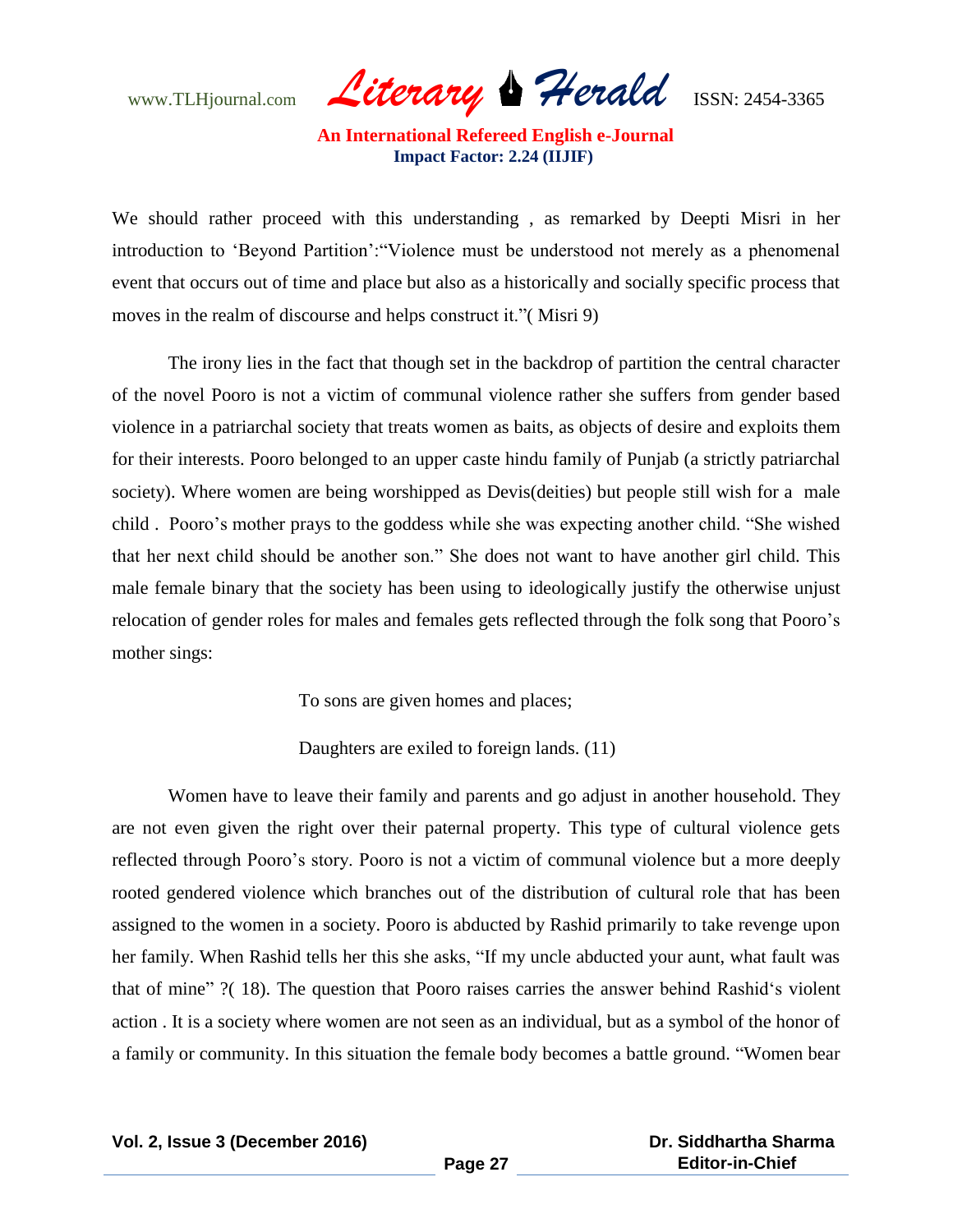We should rather proceed with this understanding , as remarked by Deepti Misri in her introduction to 'Beyond Partition':"Violence must be understood not merely as a phenomenal event that occurs out of time and place but also as a historically and socially specific process that moves in the realm of discourse and helps construct it."( Misri 9)

The irony lies in the fact that though set in the backdrop of partition the central character of the novel Pooro is not a victim of communal violence rather she suffers from gender based violence in a patriarchal society that treats women as baits, as objects of desire and exploits them for their interests. Pooro belonged to an upper caste hindu family of Punjab (a strictly patriarchal society). Where women are being worshipped as Devis(deities) but people still wish for a male child . Pooro's mother prays to the goddess while she was expecting another child. "She wished that her next child should be another son." She does not want to have another girl child. This male female binary that the society has been using to ideologically justify the otherwise unjust relocation of gender roles for males and females gets reflected through the folk song that Pooro's mother sings:

> To sons are given homes and places;
>
> Daughters are exiled to foreign lands. (11)

Women have to leave their family and parents and go adjust in another household. They are not even given the right over their paternal property. This type of cultural violence gets reflected through Pooro's story. Pooro is not a victim of communal violence but a more deeply rooted gendered violence which branches out of the distribution of cultural role that has been assigned to the women in a society. Pooro is abducted by Rashid primarily to take revenge upon her family. When Rashid tells her this she asks, "If my uncle abducted your aunt, what fault was that of mine" ?( 18). The question that Pooro raises carries the answer behind Rashid's violent action . It is a society where women are not seen as an individual, but as a symbol of the honor of a family or community. In this situation the female body becomes a battle ground. "Women bear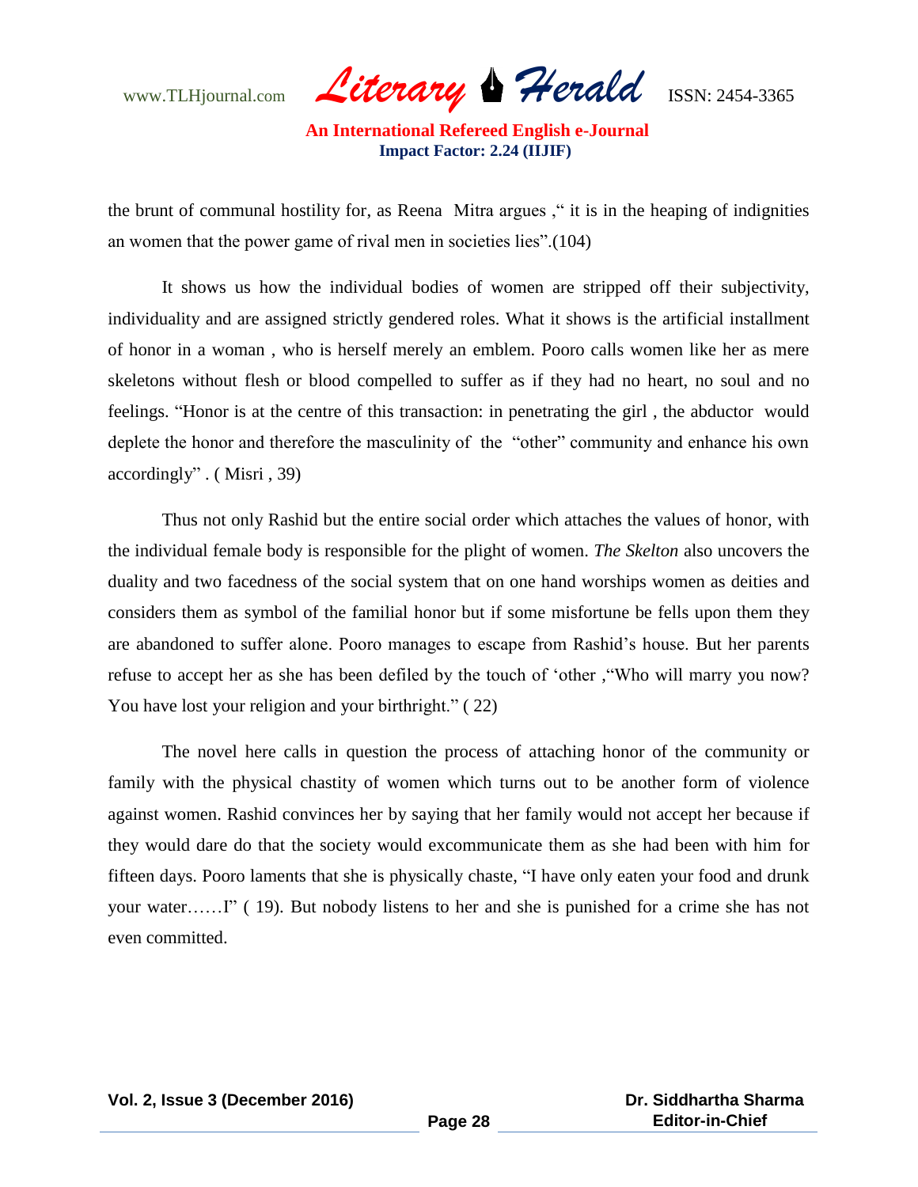the brunt of communal hostility for, as Reena Mitra argues ," it is in the heaping of indignities an women that the power game of rival men in societies lies".(104)

It shows us how the individual bodies of women are stripped off their subjectivity, individuality and are assigned strictly gendered roles. What it shows is the artificial installment of honor in a woman , who is herself merely an emblem. Pooro calls women like her as mere skeletons without flesh or blood compelled to suffer as if they had no heart, no soul and no feelings. "Honor is at the centre of this transaction: in penetrating the girl , the abductor would deplete the honor and therefore the masculinity of the "other" community and enhance his own accordingly" . ( Misri , 39)

Thus not only Rashid but the entire social order which attaches the values of honor, with the individual female body is responsible for the plight of women. *The Skelton* also uncovers the duality and two facedness of the social system that on one hand worships women as deities and considers them as symbol of the familial honor but if some misfortune be fells upon them they are abandoned to suffer alone. Pooro manages to escape from Rashid's house. But her parents refuse to accept her as she has been defiled by the touch of 'other ,"Who will marry you now? You have lost your religion and your birthright." ( 22)

The novel here calls in question the process of attaching honor of the community or family with the physical chastity of women which turns out to be another form of violence against women. Rashid convinces her by saying that her family would not accept her because if they would dare do that the society would excommunicate them as she had been with him for fifteen days. Pooro laments that she is physically chaste, "I have only eaten your food and drunk your water……I" ( 19). But nobody listens to her and she is punished for a crime she has not even committed.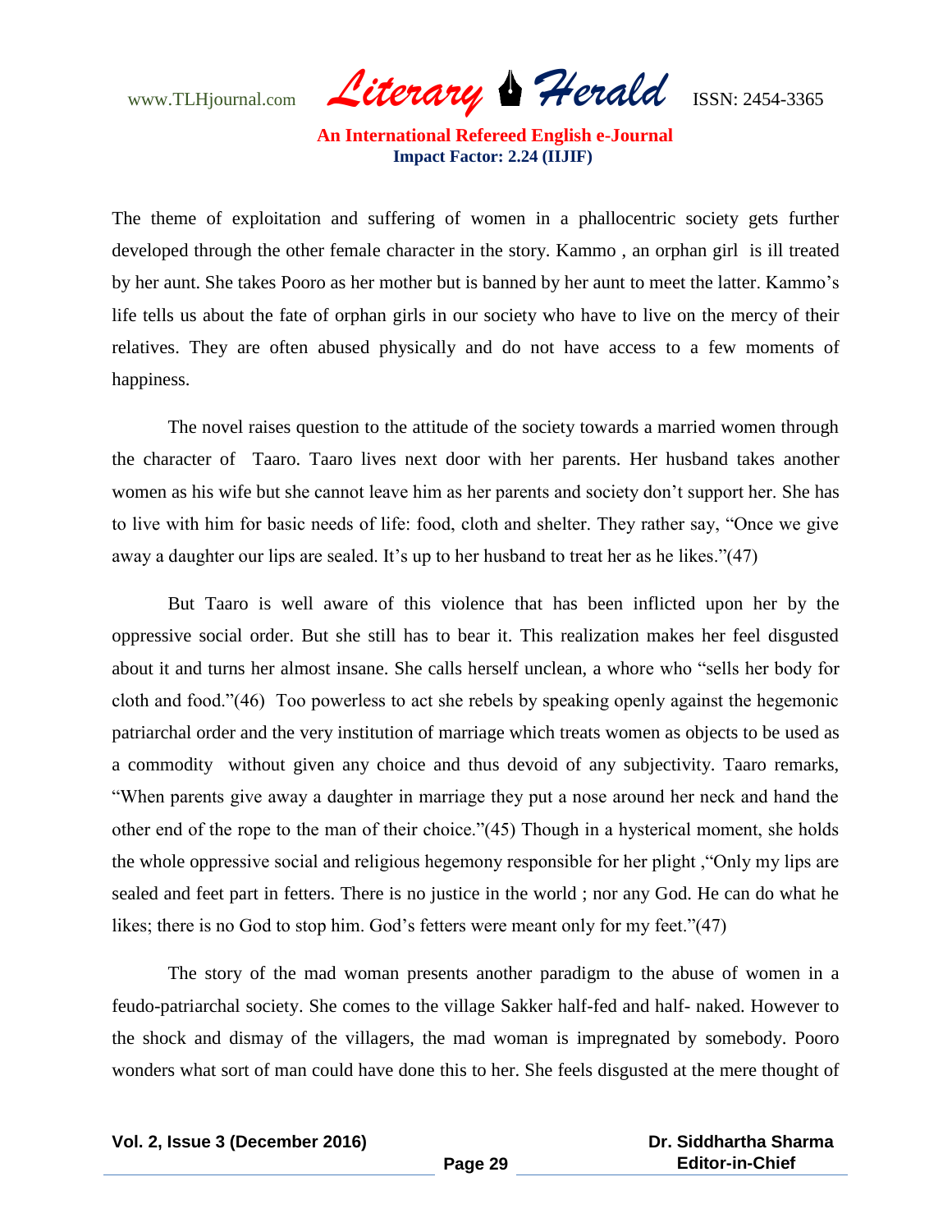The theme of exploitation and suffering of women in a phallocentric society gets further developed through the other female character in the story. Kammo , an orphan girl is ill treated by her aunt. She takes Pooro as her mother but is banned by her aunt to meet the latter. Kammo's life tells us about the fate of orphan girls in our society who have to live on the mercy of their relatives. They are often abused physically and do not have access to a few moments of happiness.

The novel raises question to the attitude of the society towards a married women through the character of Taaro. Taaro lives next door with her parents. Her husband takes another women as his wife but she cannot leave him as her parents and society don't support her. She has to live with him for basic needs of life: food, cloth and shelter. They rather say, "Once we give away a daughter our lips are sealed. It's up to her husband to treat her as he likes."(47)

But Taaro is well aware of this violence that has been inflicted upon her by the oppressive social order. But she still has to bear it. This realization makes her feel disgusted about it and turns her almost insane. She calls herself unclean, a whore who "sells her body for cloth and food."(46) Too powerless to act she rebels by speaking openly against the hegemonic patriarchal order and the very institution of marriage which treats women as objects to be used as a commodity without given any choice and thus devoid of any subjectivity. Taaro remarks, "When parents give away a daughter in marriage they put a nose around her neck and hand the other end of the rope to the man of their choice."(45) Though in a hysterical moment, she holds the whole oppressive social and religious hegemony responsible for her plight ,"Only my lips are sealed and feet part in fetters. There is no justice in the world ; nor any God. He can do what he likes; there is no God to stop him. God's fetters were meant only for my feet."(47)

The story of the mad woman presents another paradigm to the abuse of women in a feudo-patriarchal society. She comes to the village Sakker half-fed and half- naked. However to the shock and dismay of the villagers, the mad woman is impregnated by somebody. Pooro wonders what sort of man could have done this to her. She feels disgusted at the mere thought of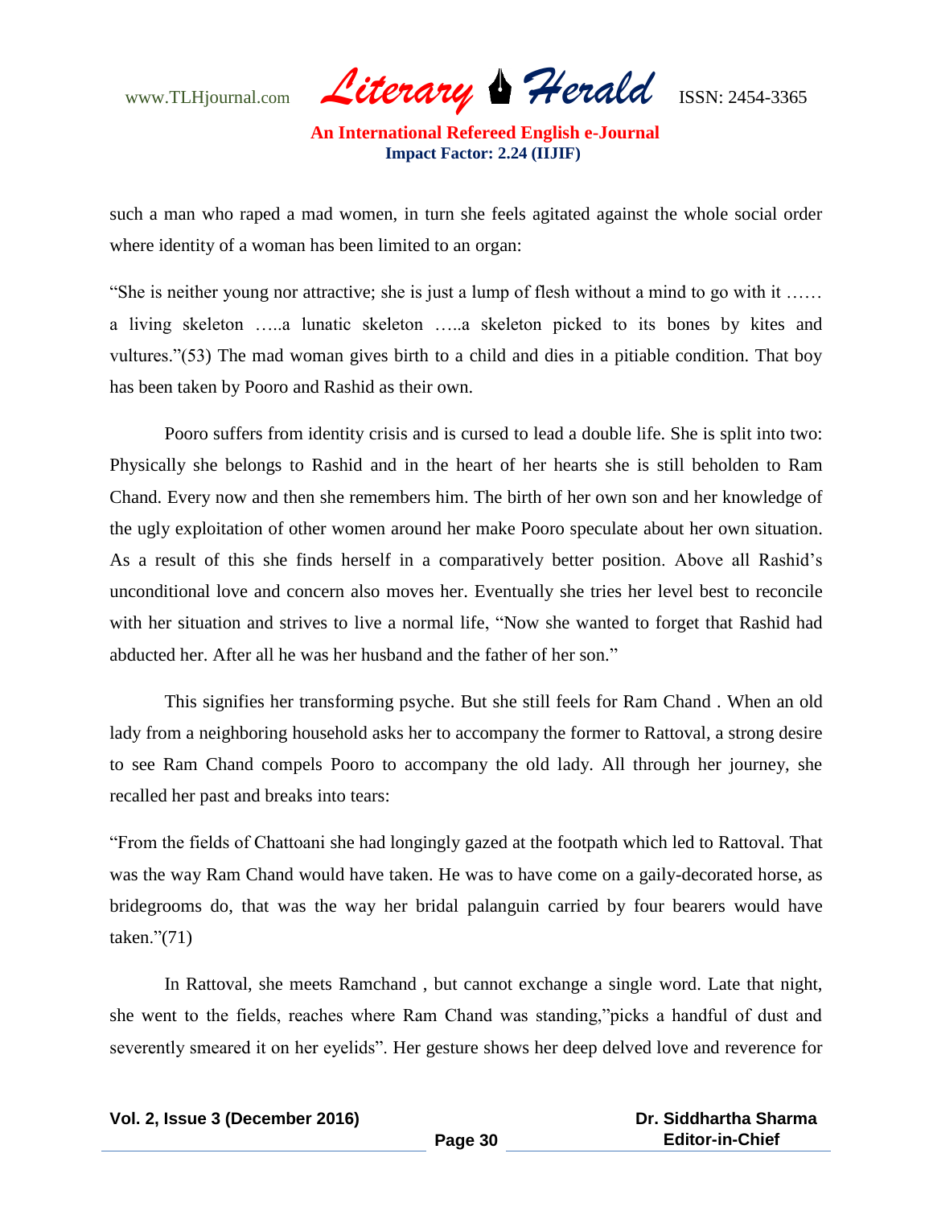such a man who raped a mad women, in turn she feels agitated against the whole social order where identity of a woman has been limited to an organ:

"She is neither young nor attractive; she is just a lump of flesh without a mind to go with it …… a living skeleton …..a lunatic skeleton …..a skeleton picked to its bones by kites and vultures."(53) The mad woman gives birth to a child and dies in a pitiable condition. That boy has been taken by Pooro and Rashid as their own.

Pooro suffers from identity crisis and is cursed to lead a double life. She is split into two: Physically she belongs to Rashid and in the heart of her hearts she is still beholden to Ram Chand. Every now and then she remembers him. The birth of her own son and her knowledge of the ugly exploitation of other women around her make Pooro speculate about her own situation. As a result of this she finds herself in a comparatively better position. Above all Rashid's unconditional love and concern also moves her. Eventually she tries her level best to reconcile with her situation and strives to live a normal life, "Now she wanted to forget that Rashid had abducted her. After all he was her husband and the father of her son."

This signifies her transforming psyche. But she still feels for Ram Chand . When an old lady from a neighboring household asks her to accompany the former to Rattoval, a strong desire to see Ram Chand compels Pooro to accompany the old lady. All through her journey, she recalled her past and breaks into tears:

"From the fields of Chattoani she had longingly gazed at the footpath which led to Rattoval. That was the way Ram Chand would have taken. He was to have come on a gaily-decorated horse, as bridegrooms do, that was the way her bridal palanguin carried by four bearers would have taken."(71)

In Rattoval, she meets Ramchand , but cannot exchange a single word. Late that night, she went to the fields, reaches where Ram Chand was standing,"picks a handful of dust and severently smeared it on her eyelids". Her gesture shows her deep delved love and reverence for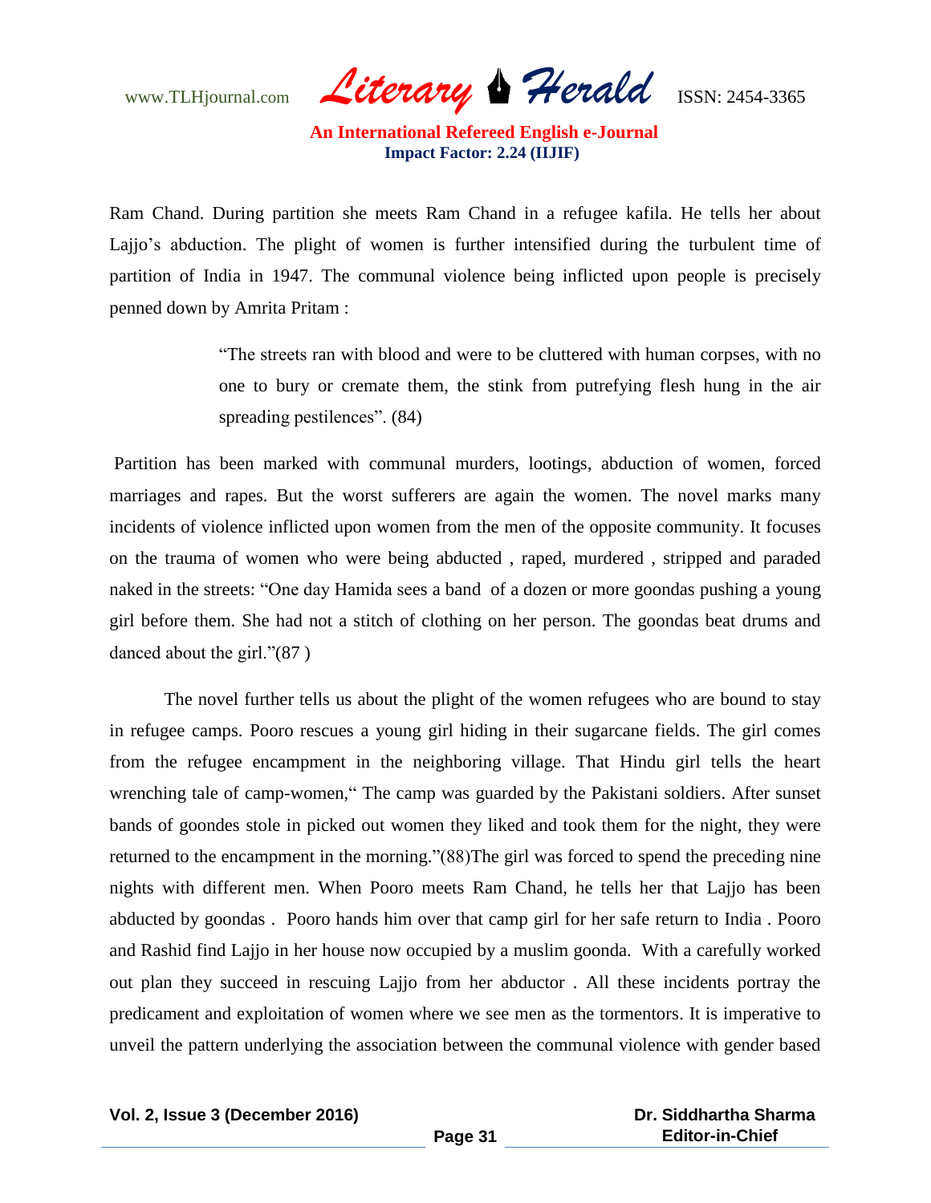Ram Chand. During partition she meets Ram Chand in a refugee kafila. He tells her about Lajjo's abduction. The plight of women is further intensified during the turbulent time of partition of India in 1947. The communal violence being inflicted upon people is precisely penned down by Amrita Pritam :

> "The streets ran with blood and were to be cluttered with human corpses, with no one to bury or cremate them, the stink from putrefying flesh hung in the air spreading pestilences". (84)

Partition has been marked with communal murders, lootings, abduction of women, forced marriages and rapes. But the worst sufferers are again the women. The novel marks many incidents of violence inflicted upon women from the men of the opposite community. It focuses on the trauma of women who were being abducted , raped, murdered , stripped and paraded naked in the streets: "One day Hamida sees a band of a dozen or more goondas pushing a young girl before them. She had not a stitch of clothing on her person. The goondas beat drums and danced about the girl."(87 )

The novel further tells us about the plight of the women refugees who are bound to stay in refugee camps. Pooro rescues a young girl hiding in their sugarcane fields. The girl comes from the refugee encampment in the neighboring village. That Hindu girl tells the heart wrenching tale of camp-women," The camp was guarded by the Pakistani soldiers. After sunset bands of goondes stole in picked out women they liked and took them for the night, they were returned to the encampment in the morning."(88)The girl was forced to spend the preceding nine nights with different men. When Pooro meets Ram Chand, he tells her that Lajjo has been abducted by goondas . Pooro hands him over that camp girl for her safe return to India . Pooro and Rashid find Lajjo in her house now occupied by a muslim goonda. With a carefully worked out plan they succeed in rescuing Lajjo from her abductor . All these incidents portray the predicament and exploitation of women where we see men as the tormentors. It is imperative to unveil the pattern underlying the association between the communal violence with gender based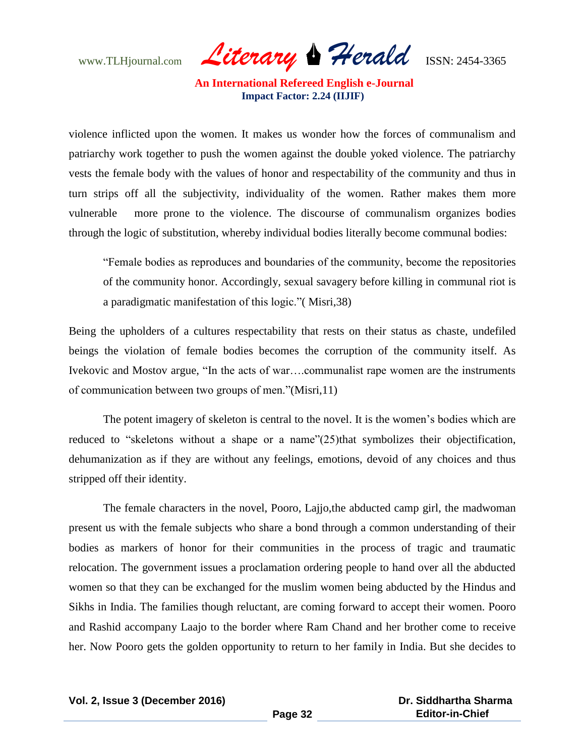violence inflicted upon the women. It makes us wonder how the forces of communalism and patriarchy work together to push the women against the double yoked violence. The patriarchy vests the female body with the values of honor and respectability of the community and thus in turn strips off all the subjectivity, individuality of the women. Rather makes them more vulnerable more prone to the violence. The discourse of communalism organizes bodies through the logic of substitution, whereby individual bodies literally become communal bodies:

> "Female bodies as reproduces and boundaries of the community, become the repositories of the community honor. Accordingly, sexual savagery before killing in communal riot is a paradigmatic manifestation of this logic."( Misri,38)

Being the upholders of a cultures respectability that rests on their status as chaste, undefiled beings the violation of female bodies becomes the corruption of the community itself. As Ivekovic and Mostov argue, "In the acts of war….communalist rape women are the instruments of communication between two groups of men."(Misri,11)

The potent imagery of skeleton is central to the novel. It is the women's bodies which are reduced to "skeletons without a shape or a name"(25)that symbolizes their objectification, dehumanization as if they are without any feelings, emotions, devoid of any choices and thus stripped off their identity.

The female characters in the novel, Pooro, Lajjo,the abducted camp girl, the madwoman present us with the female subjects who share a bond through a common understanding of their bodies as markers of honor for their communities in the process of tragic and traumatic relocation. The government issues a proclamation ordering people to hand over all the abducted women so that they can be exchanged for the muslim women being abducted by the Hindus and Sikhs in India. The families though reluctant, are coming forward to accept their women. Pooro and Rashid accompany Laajo to the border where Ram Chand and her brother come to receive her. Now Pooro gets the golden opportunity to return to her family in India. But she decides to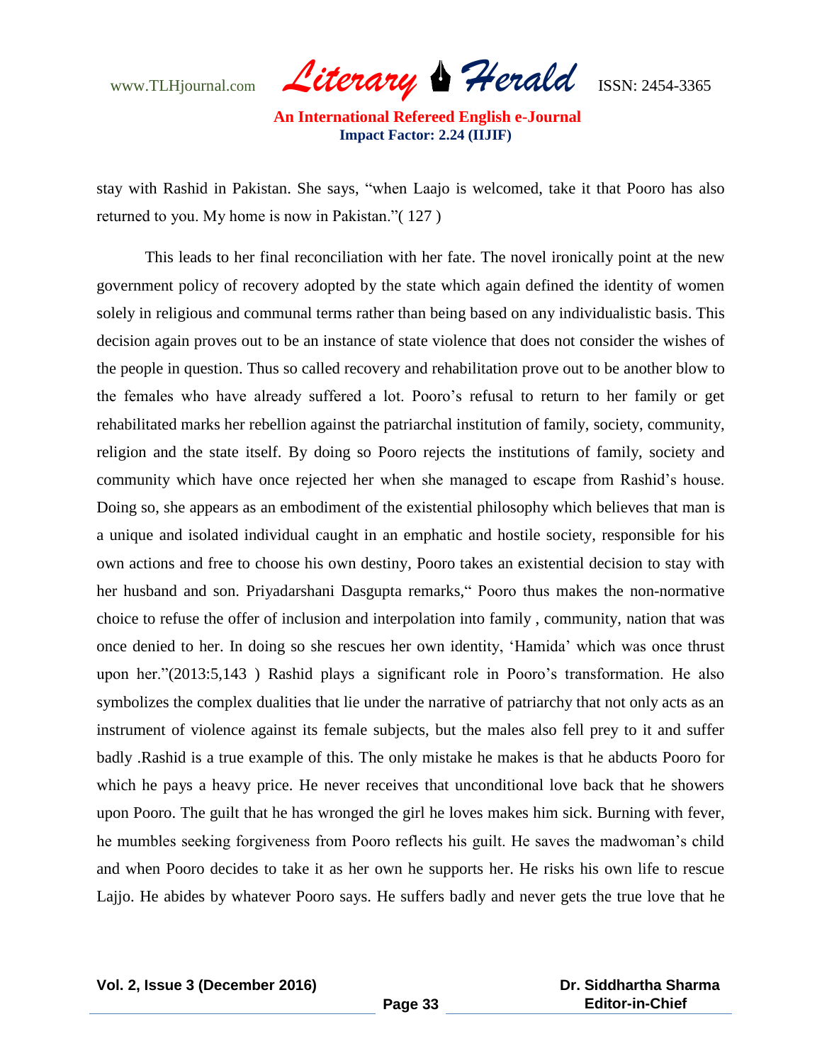stay with Rashid in Pakistan. She says, "when Laajo is welcomed, take it that Pooro has also returned to you. My home is now in Pakistan."( 127 )

This leads to her final reconciliation with her fate. The novel ironically point at the new government policy of recovery adopted by the state which again defined the identity of women solely in religious and communal terms rather than being based on any individualistic basis. This decision again proves out to be an instance of state violence that does not consider the wishes of the people in question. Thus so called recovery and rehabilitation prove out to be another blow to the females who have already suffered a lot. Pooro's refusal to return to her family or get rehabilitated marks her rebellion against the patriarchal institution of family, society, community, religion and the state itself. By doing so Pooro rejects the institutions of family, society and community which have once rejected her when she managed to escape from Rashid's house. Doing so, she appears as an embodiment of the existential philosophy which believes that man is a unique and isolated individual caught in an emphatic and hostile society, responsible for his own actions and free to choose his own destiny, Pooro takes an existential decision to stay with her husband and son. Priyadarshani Dasgupta remarks," Pooro thus makes the non-normative choice to refuse the offer of inclusion and interpolation into family , community, nation that was once denied to her. In doing so she rescues her own identity, 'Hamida' which was once thrust upon her."(2013:5,143 ) Rashid plays a significant role in Pooro's transformation. He also symbolizes the complex dualities that lie under the narrative of patriarchy that not only acts as an instrument of violence against its female subjects, but the males also fell prey to it and suffer badly .Rashid is a true example of this. The only mistake he makes is that he abducts Pooro for which he pays a heavy price. He never receives that unconditional love back that he showers upon Pooro. The guilt that he has wronged the girl he loves makes him sick. Burning with fever, he mumbles seeking forgiveness from Pooro reflects his guilt. He saves the madwoman's child and when Pooro decides to take it as her own he supports her. He risks his own life to rescue Lajjo. He abides by whatever Pooro says. He suffers badly and never gets the true love that he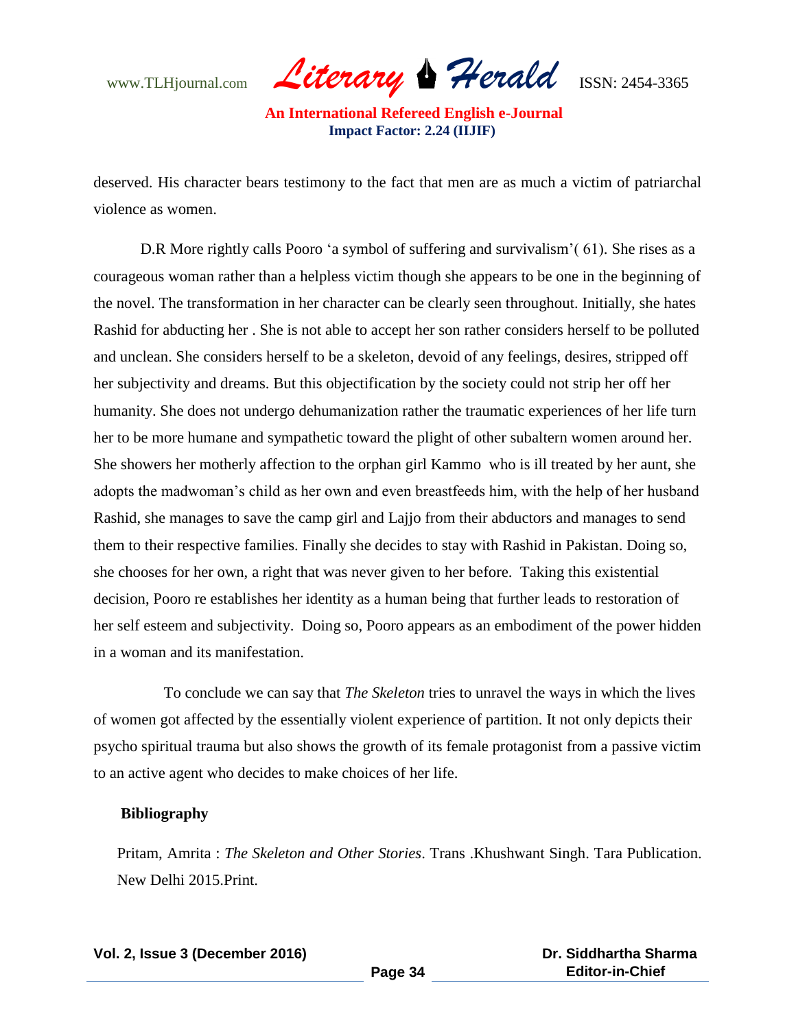deserved. His character bears testimony to the fact that men are as much a victim of patriarchal violence as women.

D.R More rightly calls Pooro 'a symbol of suffering and survivalism'( 61). She rises as a courageous woman rather than a helpless victim though she appears to be one in the beginning of the novel. The transformation in her character can be clearly seen throughout. Initially, she hates Rashid for abducting her . She is not able to accept her son rather considers herself to be polluted and unclean. She considers herself to be a skeleton, devoid of any feelings, desires, stripped off her subjectivity and dreams. But this objectification by the society could not strip her off her humanity. She does not undergo dehumanization rather the traumatic experiences of her life turn her to be more humane and sympathetic toward the plight of other subaltern women around her. She showers her motherly affection to the orphan girl Kammo who is ill treated by her aunt, she adopts the madwoman's child as her own and even breastfeeds him, with the help of her husband Rashid, she manages to save the camp girl and Lajjo from their abductors and manages to send them to their respective families. Finally she decides to stay with Rashid in Pakistan. Doing so, she chooses for her own, a right that was never given to her before. Taking this existential decision, Pooro re establishes her identity as a human being that further leads to restoration of her self esteem and subjectivity. Doing so, Pooro appears as an embodiment of the power hidden in a woman and its manifestation.

To conclude we can say that *The Skeleton* tries to unravel the ways in which the lives of women got affected by the essentially violent experience of partition. It not only depicts their psycho spiritual trauma but also shows the growth of its female protagonist from a passive victim to an active agent who decides to make choices of her life.

## Bibliography

Pritam, Amrita : *The Skeleton and Other Stories*. Trans .Khushwant Singh. Tara Publication. New Delhi 2015.Print.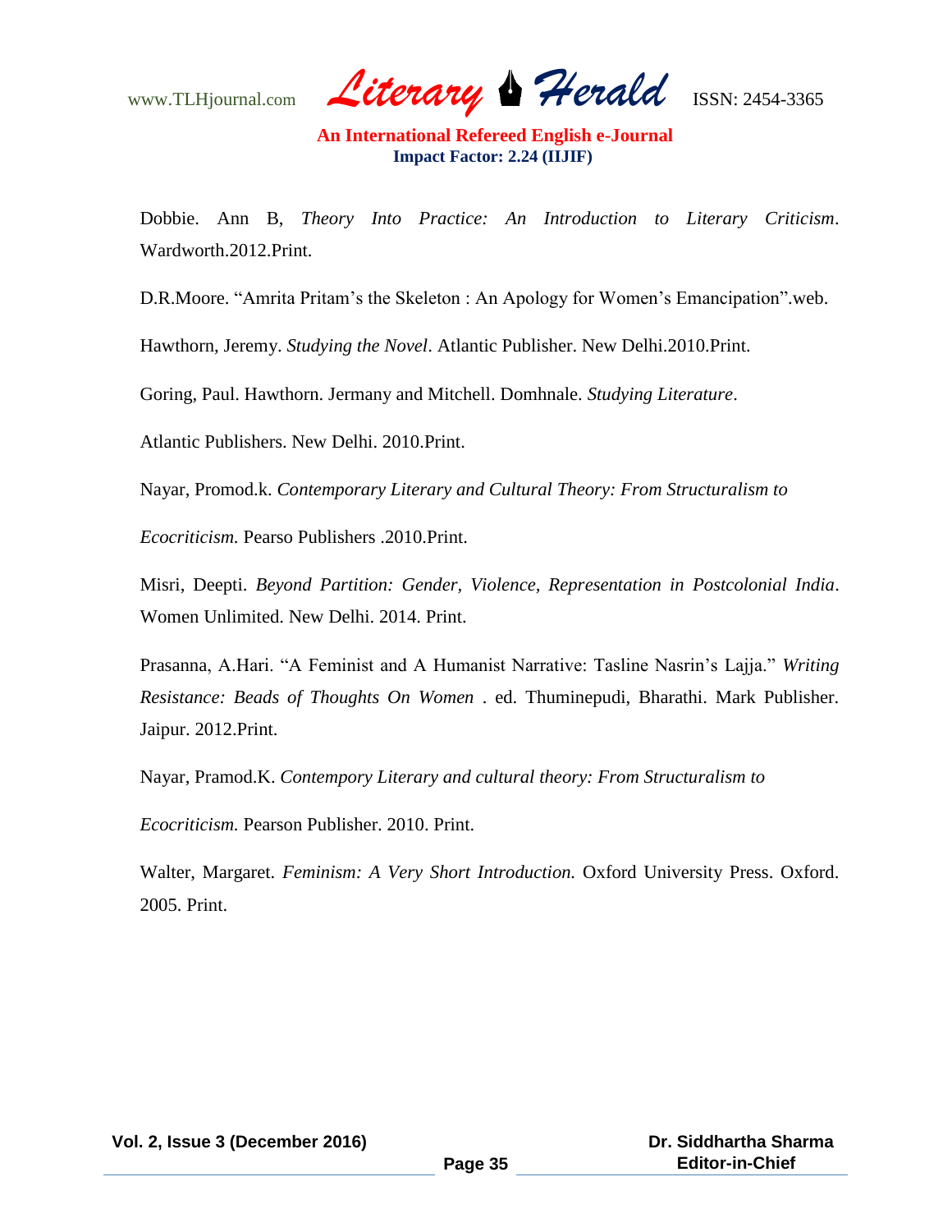Dobbie. Ann B, *Theory Into Practice: An Introduction to Literary Criticism*. Wardworth.2012.Print.

D.R.Moore. "Amrita Pritam's the Skeleton : An Apology for Women's Emancipation".web.

Hawthorn, Jeremy. *Studying the Novel*. Atlantic Publisher. New Delhi.2010.Print.

Goring, Paul. Hawthorn. Jermany and Mitchell. Domhnale. *Studying Literature*.

Atlantic Publishers. New Delhi. 2010.Print.

Nayar, Promod.k. *Contemporary Literary and Cultural Theory: From Structuralism to*

*Ecocriticism.* Pearso Publishers .2010.Print.

Misri, Deepti. *Beyond Partition: Gender, Violence, Representation in Postcolonial India*. Women Unlimited. New Delhi. 2014. Print.

Prasanna, A.Hari. "A Feminist and A Humanist Narrative: Tasline Nasrin's Lajja." *Writing Resistance: Beads of Thoughts On Women* . ed. Thuminepudi, Bharathi. Mark Publisher. Jaipur. 2012.Print.

Nayar, Pramod.K. *Contempory Literary and cultural theory: From Structuralism to*

*Ecocriticism.* Pearson Publisher. 2010. Print.

Walter, Margaret. *Feminism: A Very Short Introduction.* Oxford University Press. Oxford. 2005. Print.